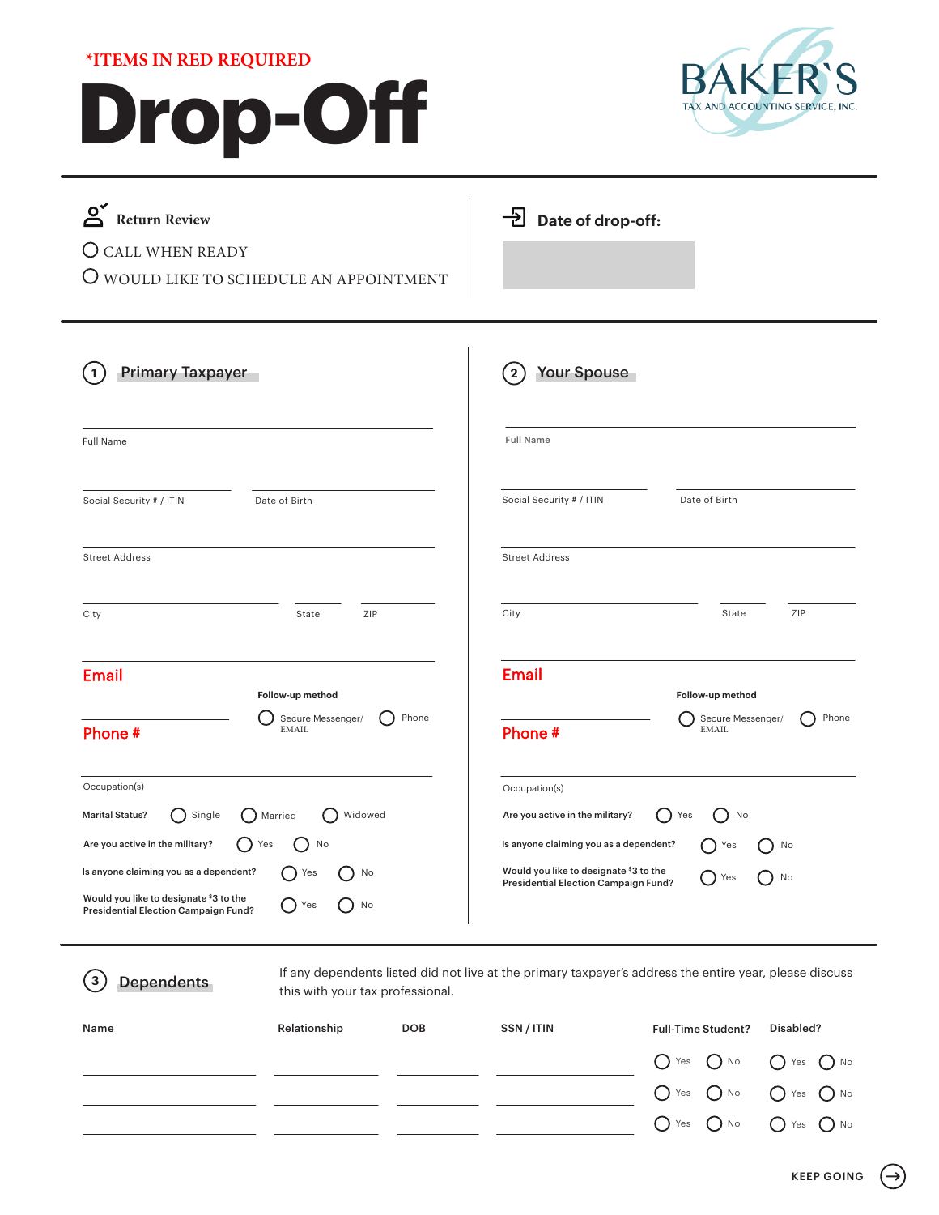*ITEMS IN RED REQUIRED

# Drop-Off

BAKER'S
TAX AND ACCOUNTING SERVICE, INC.

**Return Review**

- ○ CALL WHEN READY
- ○ WOULD LIKE TO SCHEDULE AN APPOINTMENT

**Date of drop-off:**

## ① Primary Taxpayer

Full Name

Social Security # / ITIN

Date of Birth

Street Address

City

State

ZIP

**Email**

**Phone #**

**Follow-up method**

○ Secure Messenger/ EMAIL ○ Phone

Occupation(s)

**Marital Status?** ○ Single ○ Married ○ Widowed

**Are you active in the military?** ○ Yes ○ No

**Is anyone claiming you as a dependent?** ○ Yes ○ No

**Would you like to designate $3 to the Presidential Election Campaign Fund?** ○ Yes ○ No

## ② Your Spouse

Full Name

Social Security # / ITIN

Date of Birth

Street Address

City

State

ZIP

**Email**

**Phone #**

**Follow-up method**

○ Secure Messenger/ EMAIL ○ Phone

Occupation(s)

**Are you active in the military?** ○ Yes ○ No

**Is anyone claiming you as a dependent?** ○ Yes ○ No

**Would you like to designate $3 to the Presidential Election Campaign Fund?** ○ Yes ○ No

## ③ Dependents

If any dependents listed did not live at the primary taxpayer's address the entire year, please discuss this with your tax professional.

| Name | Relationship | DOB | SSN / ITIN | Full-Time Student? | Disabled? |
|---|---|---|---|---|---|
| | | | | ○ Yes ○ No | ○ Yes ○ No |
| | | | | ○ Yes ○ No | ○ Yes ○ No |
| | | | | ○ Yes ○ No | ○ Yes ○ No |

KEEP GOING →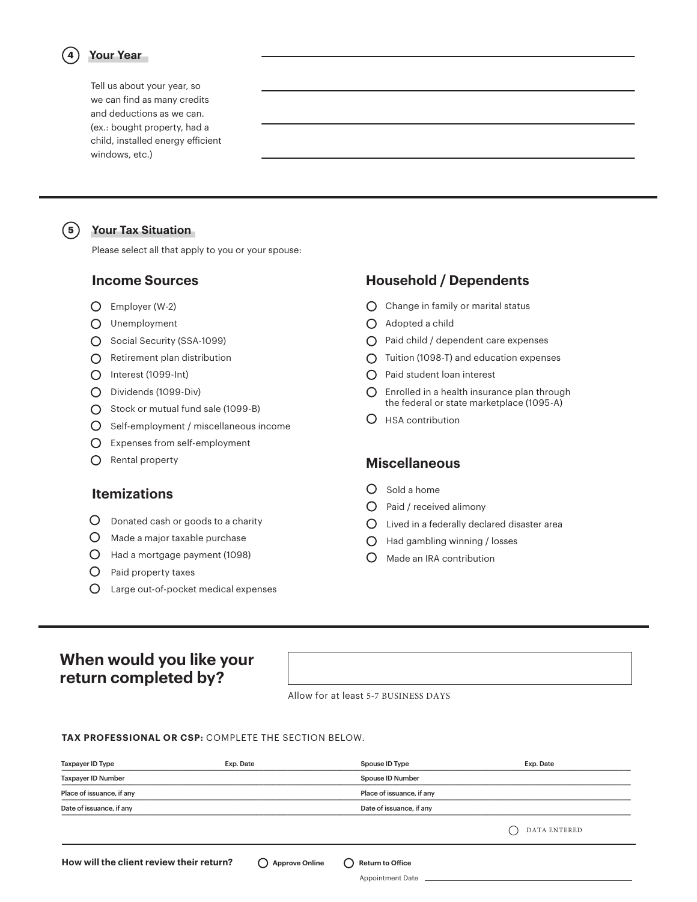## 4 Your Year

Tell us about your year, so we can find as many credits and deductions as we can. (ex.: bought property, had a child, installed energy efficient windows, etc.)

---

## 5 Your Tax Situation

Please select all that apply to you or your spouse:

### Income Sources

- ○ Employer (W-2)
- ○ Unemployment
- ○ Social Security (SSA-1099)
- ○ Retirement plan distribution
- ○ Interest (1099-Int)
- ○ Dividends (1099-Div)
- ○ Stock or mutual fund sale (1099-B)
- ○ Self-employment / miscellaneous income
- ○ Expenses from self-employment
- ○ Rental property

### Itemizations

- ○ Donated cash or goods to a charity
- ○ Made a major taxable purchase
- ○ Had a mortgage payment (1098)
- ○ Paid property taxes
- ○ Large out-of-pocket medical expenses

### Household / Dependents

- ○ Change in family or marital status
- ○ Adopted a child
- ○ Paid child / dependent care expenses
- ○ Tuition (1098-T) and education expenses
- ○ Paid student loan interest
- ○ Enrolled in a health insurance plan through the federal or state marketplace (1095-A)
- ○ HSA contribution

### Miscellaneous

- ○ Sold a home
- ○ Paid / received alimony
- ○ Lived in a federally declared disaster area
- ○ Had gambling winning / losses
- ○ Made an IRA contribution

---

## When would you like your return completed by?

Allow for at least 5-7 BUSINESS DAYS

**TAX PROFESSIONAL OR CSP:** COMPLETE THE SECTION BELOW.

| | | | |
|---|---|---|---|
| Taxpayer ID Type | Exp. Date | Spouse ID Type | Exp. Date |
| Taxpayer ID Number | | Spouse ID Number | |
| Place of issuance, if any | | Place of issuance, if any | |
| Date of issuance, if any | | Date of issuance, if any | |

○ DATA ENTERED

**How will the client review their return?** ○ **Approve Online** ○ **Return to Office**

Appointment Date